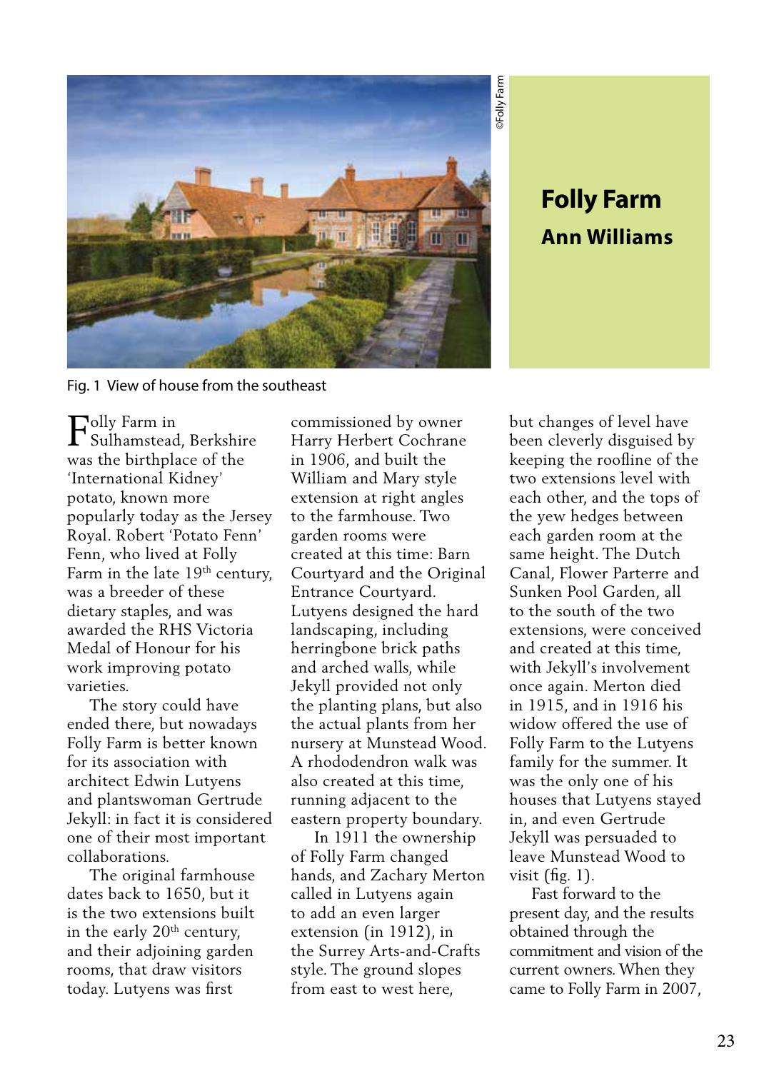# Folly Farm

## Ann Williams

Fig. 1 View of house from the southeast

Folly Farm in Sulhamstead, Berkshire was the birthplace of the 'International Kidney' potato, known more popularly today as the Jersey Royal. Robert 'Potato Fenn' Fenn, who lived at Folly Farm in the late 19th century, was a breeder of these dietary staples, and was awarded the RHS Victoria Medal of Honour for his work improving potato varieties.

The story could have ended there, but nowadays Folly Farm is better known for its association with architect Edwin Lutyens and plantswoman Gertrude Jekyll: in fact it is considered one of their most important collaborations.

The original farmhouse dates back to 1650, but it is the two extensions built in the early 20th century, and their adjoining garden rooms, that draw visitors today. Lutyens was first commissioned by owner Harry Herbert Cochrane in 1906, and built the William and Mary style extension at right angles to the farmhouse. Two garden rooms were created at this time: Barn Courtyard and the Original Entrance Courtyard. Lutyens designed the hard landscaping, including herringbone brick paths and arched walls, while Jekyll provided not only the planting plans, but also the actual plants from her nursery at Munstead Wood. A rhododendron walk was also created at this time, running adjacent to the eastern property boundary.

In 1911 the ownership of Folly Farm changed hands, and Zachary Merton called in Lutyens again to add an even larger extension (in 1912), in the Surrey Arts-and-Crafts style. The ground slopes from east to west here, but changes of level have been cleverly disguised by keeping the roofline of the two extensions level with each other, and the tops of the yew hedges between each garden room at the same height. The Dutch Canal, Flower Parterre and Sunken Pool Garden, all to the south of the two extensions, were conceived and created at this time, with Jekyll's involvement once again. Merton died in 1915, and in 1916 his widow offered the use of Folly Farm to the Lutyens family for the summer. It was the only one of his houses that Lutyens stayed in, and even Gertrude Jekyll was persuaded to leave Munstead Wood to visit (fig. 1).

Fast forward to the present day, and the results obtained through the commitment and vision of the current owners. When they came to Folly Farm in 2007,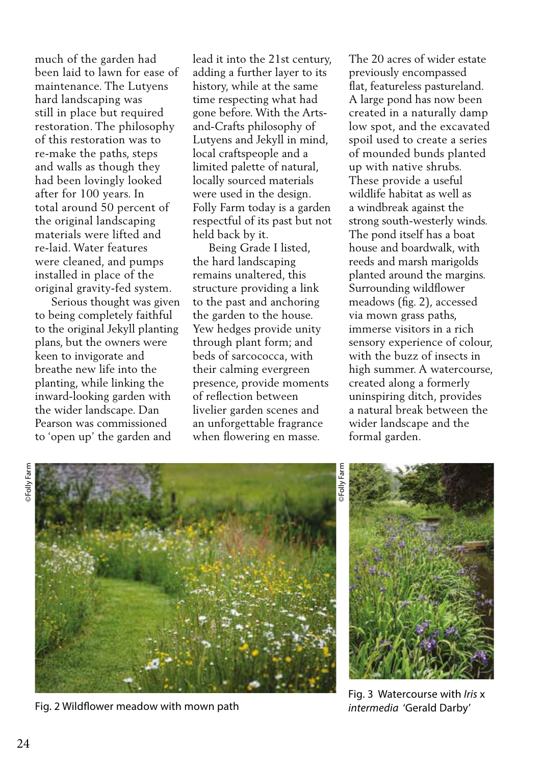much of the garden had been laid to lawn for ease of maintenance. The Lutyens hard landscaping was still in place but required restoration. The philosophy of this restoration was to re-make the paths, steps and walls as though they had been lovingly looked after for 100 years. In total around 50 percent of the original landscaping materials were lifted and re-laid. Water features were cleaned, and pumps installed in place of the original gravity-fed system.

Serious thought was given to being completely faithful to the original Jekyll planting plans, but the owners were keen to invigorate and breathe new life into the planting, while linking the inward-looking garden with the wider landscape. Dan Pearson was commissioned to 'open up' the garden and lead it into the 21st century, adding a further layer to its history, while at the same time respecting what had gone before. With the Arts-and-Crafts philosophy of Lutyens and Jekyll in mind, local craftspeople and a limited palette of natural, locally sourced materials were used in the design. Folly Farm today is a garden respectful of its past but not held back by it.

Being Grade I listed, the hard landscaping remains unaltered, this structure providing a link to the past and anchoring the garden to the house. Yew hedges provide unity through plant form; and beds of sarcococca, with their calming evergreen presence, provide moments of reflection between livelier garden scenes and an unforgettable fragrance when flowering en masse.

The 20 acres of wider estate previously encompassed flat, featureless pastureland. A large pond has now been created in a naturally damp low spot, and the excavated spoil used to create a series of mounded bunds planted up with native shrubs. These provide a useful wildlife habitat as well as a windbreak against the strong south-westerly winds. The pond itself has a boat house and boardwalk, with reeds and marsh marigolds planted around the margins. Surrounding wildflower meadows (fig. 2), accessed via mown grass paths, immerse visitors in a rich sensory experience of colour, with the buzz of insects in high summer. A watercourse, created along a formerly uninspiring ditch, provides a natural break between the wider landscape and the formal garden.

©Folly Farm

Fig. 2 Wildflower meadow with mown path

©Folly Farm

Fig. 3 Watercourse with *Iris* x *intermedia* 'Gerald Darby'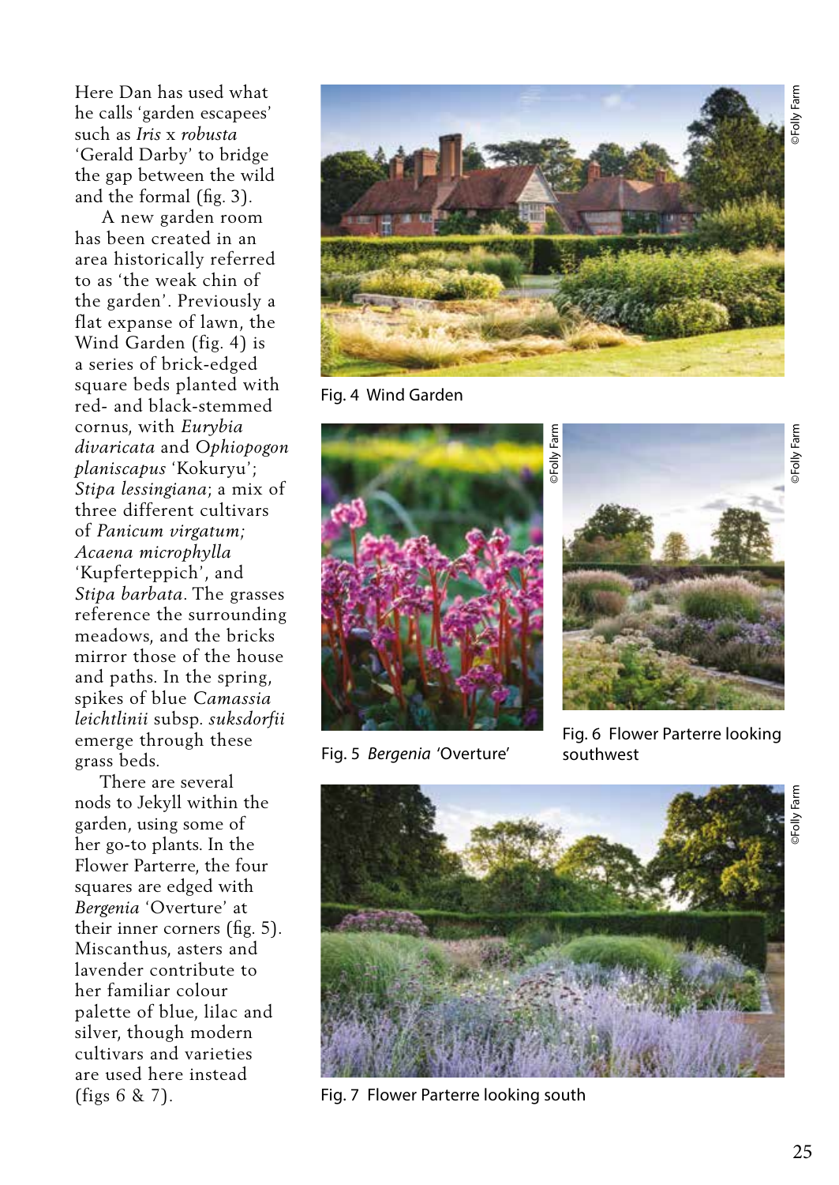Here Dan has used what he calls 'garden escapees' such as *Iris* x *robusta* 'Gerald Darby' to bridge the gap between the wild and the formal (fig. 3).

A new garden room has been created in an area historically referred to as 'the weak chin of the garden'. Previously a flat expanse of lawn, the Wind Garden (fig. 4) is a series of brick-edged square beds planted with red- and black-stemmed cornus, with *Eurybia divaricata* and *Ophiopogon planiscapus* 'Kokuryu'; *Stipa lessingiana*; a mix of three different cultivars of *Panicum virgatum; Acaena microphylla* 'Kupferteppich', and *Stipa barbata*. The grasses reference the surrounding meadows, and the bricks mirror those of the house and paths. In the spring, spikes of blue *Camassia leichtlinii* subsp. *suksdorfii* emerge through these grass beds.

There are several nods to Jekyll within the garden, using some of her go-to plants. In the Flower Parterre, the four squares are edged with *Bergenia* 'Overture' at their inner corners (fig. 5). Miscanthus, asters and lavender contribute to her familiar colour palette of blue, lilac and silver, though modern cultivars and varieties are used here instead (figs 6 & 7).

©Folly Farm

Fig. 4 Wind Garden

©Folly Farm

Fig. 5 *Bergenia* 'Overture'

©Folly Farm

Fig. 6 Flower Parterre looking southwest

©Folly Farm

Fig. 7 Flower Parterre looking south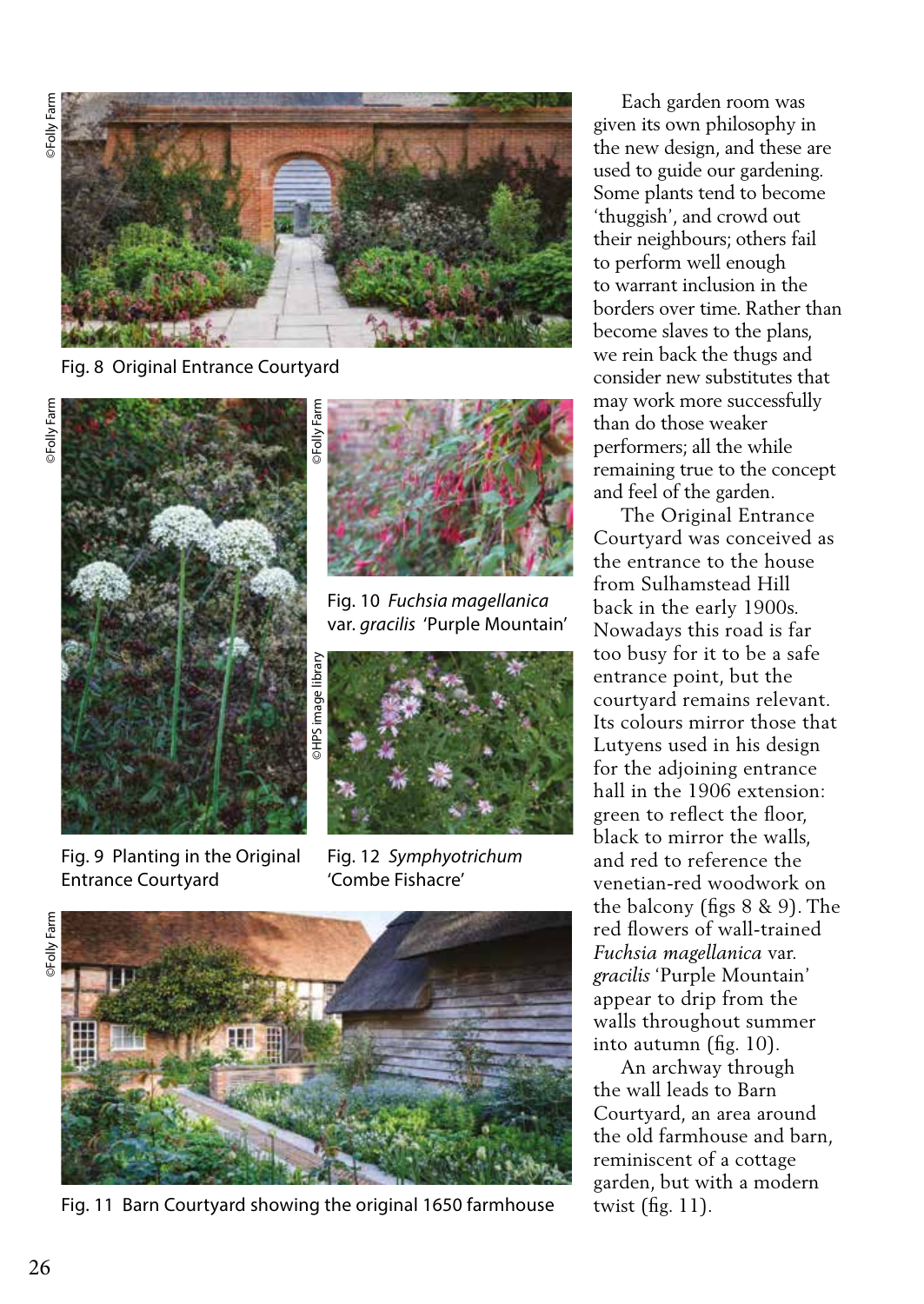Fig. 8 Original Entrance Courtyard

Fig. 9 Planting in the Original Entrance Courtyard

Fig. 10 *Fuchsia magellanica* var. *gracilis* 'Purple Mountain'

Fig. 12 *Symphyotrichum* 'Combe Fishacre'

Fig. 11 Barn Courtyard showing the original 1650 farmhouse

Each garden room was given its own philosophy in the new design, and these are used to guide our gardening. Some plants tend to become 'thuggish', and crowd out their neighbours; others fail to perform well enough to warrant inclusion in the borders over time. Rather than become slaves to the plans, we rein back the thugs and consider new substitutes that may work more successfully than do those weaker performers; all the while remaining true to the concept and feel of the garden.

The Original Entrance Courtyard was conceived as the entrance to the house from Sulhamstead Hill back in the early 1900s. Nowadays this road is far too busy for it to be a safe entrance point, but the courtyard remains relevant. Its colours mirror those that Lutyens used in his design for the adjoining entrance hall in the 1906 extension: green to reflect the floor, black to mirror the walls, and red to reference the venetian-red woodwork on the balcony (figs 8 & 9). The red flowers of wall-trained *Fuchsia magellanica* var. *gracilis* 'Purple Mountain' appear to drip from the walls throughout summer into autumn (fig. 10).

An archway through the wall leads to Barn Courtyard, an area around the old farmhouse and barn, reminiscent of a cottage garden, but with a modern twist (fig. 11).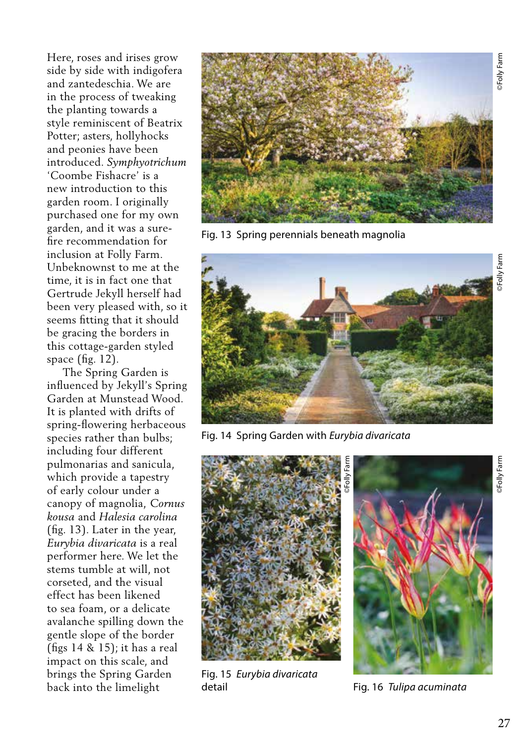Here, roses and irises grow side by side with indigofera and zantedeschia. We are in the process of tweaking the planting towards a style reminiscent of Beatrix Potter; asters, hollyhocks and peonies have been introduced. *Symphyotrichum* 'Coombe Fishacre' is a new introduction to this garden room. I originally purchased one for my own garden, and it was a sure-fire recommendation for inclusion at Folly Farm. Unbeknownst to me at the time, it is in fact one that Gertrude Jekyll herself had been very pleased with, so it seems fitting that it should be gracing the borders in this cottage-garden styled space (fig. 12).

The Spring Garden is influenced by Jekyll's Spring Garden at Munstead Wood. It is planted with drifts of spring-flowering herbaceous species rather than bulbs; including four different pulmonarias and sanicula, which provide a tapestry of early colour under a canopy of magnolia, *Cornus kousa* and *Halesia carolina* (fig. 13). Later in the year, *Eurybia divaricata* is a real performer here. We let the stems tumble at will, not corseted, and the visual effect has been likened to sea foam, or a delicate avalanche spilling down the gentle slope of the border (figs 14 & 15); it has a real impact on this scale, and brings the Spring Garden back into the limelight

©Folly Farm

Fig. 13 Spring perennials beneath magnolia

©Folly Farm

Fig. 14 Spring Garden with *Eurybia divaricata*

©Folly Farm

Fig. 15 *Eurybia divaricata* detail

©Folly Farm

Fig. 16 *Tulipa acuminata*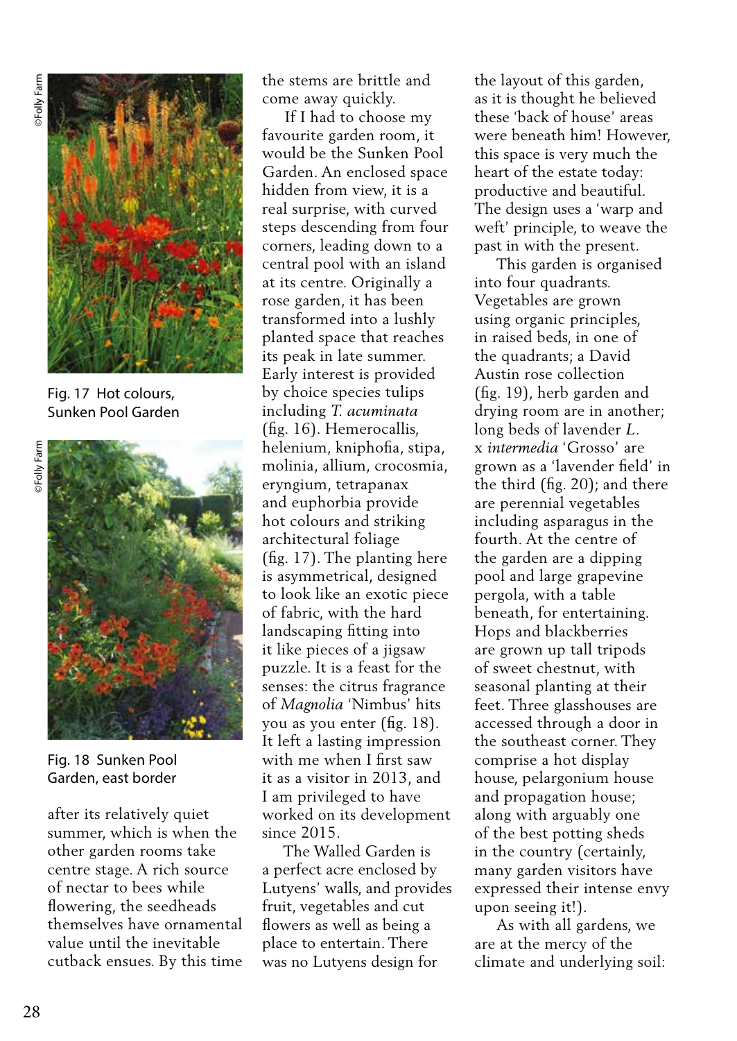©Folly Farm

Fig. 17 Hot colours, Sunken Pool Garden

©Folly Farm

Fig. 18 Sunken Pool Garden, east border

after its relatively quiet summer, which is when the other garden rooms take centre stage. A rich source of nectar to bees while flowering, the seedheads themselves have ornamental value until the inevitable cutback ensues. By this time the stems are brittle and come away quickly.

If I had to choose my favourite garden room, it would be the Sunken Pool Garden. An enclosed space hidden from view, it is a real surprise, with curved steps descending from four corners, leading down to a central pool with an island at its centre. Originally a rose garden, it has been transformed into a lushly planted space that reaches its peak in late summer. Early interest is provided by choice species tulips including *T. acuminata* (fig. 16). Hemerocallis, helenium, kniphofia, stipa, molinia, allium, crocosmia, eryngium, tetrapanax and euphorbia provide hot colours and striking architectural foliage (fig. 17). The planting here is asymmetrical, designed to look like an exotic piece of fabric, with the hard landscaping fitting into it like pieces of a jigsaw puzzle. It is a feast for the senses: the citrus fragrance of *Magnolia* 'Nimbus' hits you as you enter (fig. 18). It left a lasting impression with me when I first saw it as a visitor in 2013, and I am privileged to have worked on its development since 2015.

The Walled Garden is a perfect acre enclosed by Lutyens' walls, and provides fruit, vegetables and cut flowers as well as being a place to entertain. There was no Lutyens design for the layout of this garden, as it is thought he believed these 'back of house' areas were beneath him! However, this space is very much the heart of the estate today: productive and beautiful. The design uses a 'warp and weft' principle, to weave the past in with the present.

This garden is organised into four quadrants. Vegetables are grown using organic principles, in raised beds, in one of the quadrants; a David Austin rose collection (fig. 19), herb garden and drying room are in another; long beds of lavender *L.* x *intermedia* 'Grosso' are grown as a 'lavender field' in the third (fig. 20); and there are perennial vegetables including asparagus in the fourth. At the centre of the garden are a dipping pool and large grapevine pergola, with a table beneath, for entertaining. Hops and blackberries are grown up tall tripods of sweet chestnut, with seasonal planting at their feet. Three glasshouses are accessed through a door in the southeast corner. They comprise a hot display house, pelargonium house and propagation house; along with arguably one of the best potting sheds in the country (certainly, many garden visitors have expressed their intense envy upon seeing it!).

As with all gardens, we are at the mercy of the climate and underlying soil: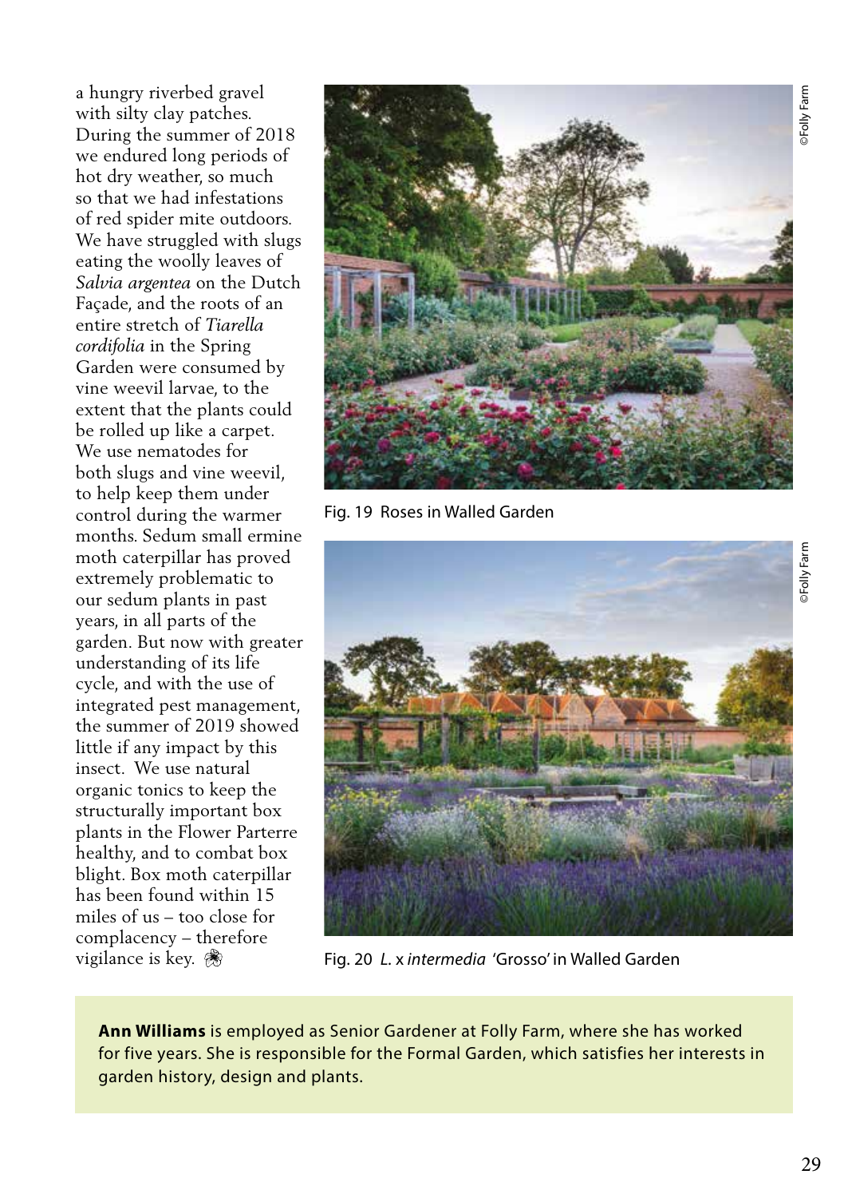a hungry riverbed gravel with silty clay patches. During the summer of 2018 we endured long periods of hot dry weather, so much so that we had infestations of red spider mite outdoors. We have struggled with slugs eating the woolly leaves of *Salvia argentea* on the Dutch Façade, and the roots of an entire stretch of *Tiarella cordifolia* in the Spring Garden were consumed by vine weevil larvae, to the extent that the plants could be rolled up like a carpet. We use nematodes for both slugs and vine weevil, to help keep them under control during the warmer months. Sedum small ermine moth caterpillar has proved extremely problematic to our sedum plants in past years, in all parts of the garden. But now with greater understanding of its life cycle, and with the use of integrated pest management, the summer of 2019 showed little if any impact by this insect. We use natural organic tonics to keep the structurally important box plants in the Flower Parterre healthy, and to combat box blight. Box moth caterpillar has been found within 15 miles of us – too close for complacency – therefore vigilance is key. ❀

©Folly Farm

Fig. 19 Roses in Walled Garden

©Folly Farm

Fig. 20 *L.* x *intermedia* 'Grosso' in Walled Garden

**Ann Williams** is employed as Senior Gardener at Folly Farm, where she has worked for five years. She is responsible for the Formal Garden, which satisfies her interests in garden history, design and plants.